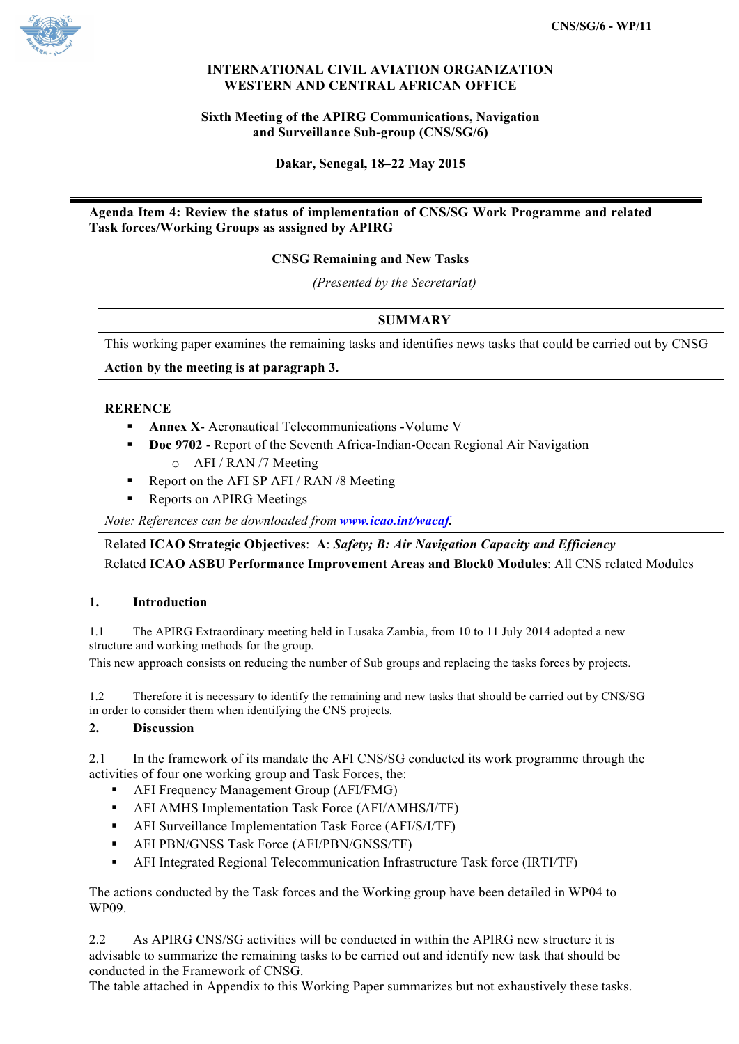CNS/SG/6 - WP/11

**INTERNATIONAL CIVIL AVIATION ORGANIZATION**
**WESTERN AND CENTRAL AFRICAN OFFICE**

**Sixth Meeting of the APIRG Communications, Navigation and Surveillance Sub-group (CNS/SG/6)**

**Dakar, Senegal, 18–22 May 2015**

---

**Agenda Item 4: Review the status of implementation of CNS/SG Work Programme and related Task forces/Working Groups as assigned by APIRG**

**CNSG Remaining and New Tasks**

*(Presented by the Secretariat)*

| **SUMMARY** |
|---|
| This working paper examines the remaining tasks and identifies news tasks that could be carried out by CNSG |
| **Action by the meeting is at paragraph 3.** |
| **RERENCE**<br>▪ **Annex X**- Aeronautical Telecommunications -Volume V<br>▪ **Doc 9702** - Report of the Seventh Africa-Indian-Ocean Regional Air Navigation<br>&nbsp;&nbsp;&nbsp;&nbsp;o AFI / RAN /7 Meeting<br>▪ Report on the AFI SP AFI / RAN /8 Meeting<br>▪ Reports on APIRG Meetings<br>*Note: References can be downloaded from* ***www.icao.int/wacaf.*** |
| Related **ICAO Strategic Objectives**: **A**: ***Safety; B: Air Navigation Capacity and Efficiency***<br>Related **ICAO ASBU Performance Improvement Areas and Block0 Modules**: All CNS related Modules |

## 1. Introduction

1.1 The APIRG Extraordinary meeting held in Lusaka Zambia, from 10 to 11 July 2014 adopted a new structure and working methods for the group.
This new approach consists on reducing the number of Sub groups and replacing the tasks forces by projects.

1.2 Therefore it is necessary to identify the remaining and new tasks that should be carried out by CNS/SG in order to consider them when identifying the CNS projects.

## 2. Discussion

2.1 In the framework of its mandate the AFI CNS/SG conducted its work programme through the activities of four one working group and Task Forces, the:

- AFI Frequency Management Group (AFI/FMG)
- AFI AMHS Implementation Task Force (AFI/AMHS/I/TF)
- AFI Surveillance Implementation Task Force (AFI/S/I/TF)
- AFI PBN/GNSS Task Force (AFI/PBN/GNSS/TF)
- AFI Integrated Regional Telecommunication Infrastructure Task force (IRTI/TF)

The actions conducted by the Task forces and the Working group have been detailed in WP04 to WP09.

2.2 As APIRG CNS/SG activities will be conducted in within the APIRG new structure it is advisable to summarize the remaining tasks to be carried out and identify new task that should be conducted in the Framework of CNSG.
The table attached in Appendix to this Working Paper summarizes but not exhaustively these tasks.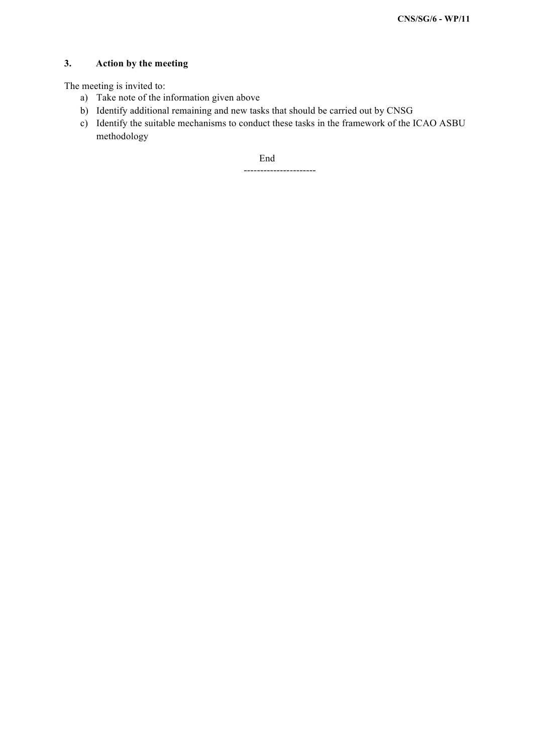### 3. Action by the meeting

The meeting is invited to:

a) Take note of the information given above
b) Identify additional remaining and new tasks that should be carried out by CNSG
c) Identify the suitable mechanisms to conduct these tasks in the framework of the ICAO ASBU methodology

End

----------------------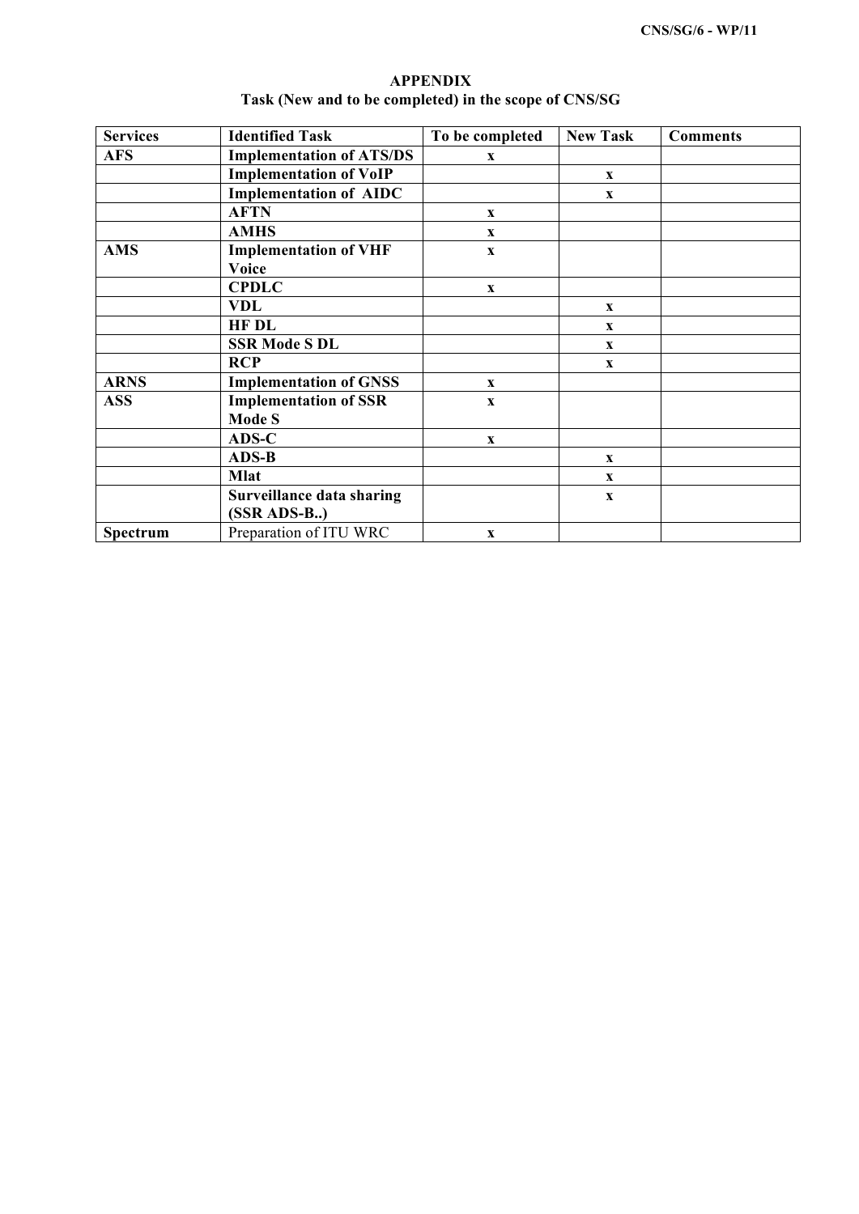# APPENDIX

## Task (New and to be completed) in the scope of CNS/SG

| Services | Identified Task | To be completed | New Task | Comments |
|---|---|---|---|---|
| **AFS** | **Implementation of ATS/DS** | **x** | | |
| | **Implementation of VoIP** | | **x** | |
| | **Implementation of AIDC** | | **x** | |
| | **AFTN** | **x** | | |
| | **AMHS** | **x** | | |
| **AMS** | **Implementation of VHF Voice** | **x** | | |
| | **CPDLC** | **x** | | |
| | **VDL** | | **x** | |
| | **HF DL** | | **x** | |
| | **SSR Mode S DL** | | **x** | |
| | **RCP** | | **x** | |
| **ARNS** | **Implementation of GNSS** | **x** | | |
| **ASS** | **Implementation of SSR Mode S** | **x** | | |
| | **ADS-C** | **x** | | |
| | **ADS-B** | | **x** | |
| | **Mlat** | | **x** | |
| | **Surveillance data sharing (SSR ADS-B..)** | | **x** | |
| **Spectrum** | Preparation of ITU WRC | **x** | | |